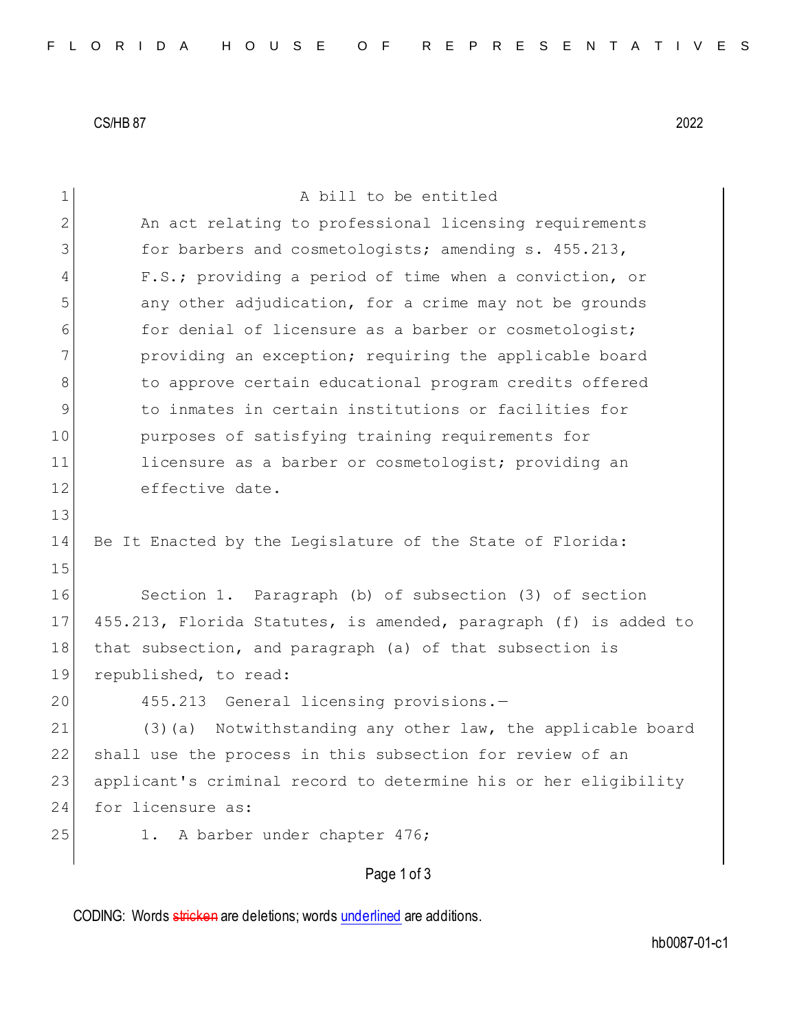CS/HB 87 2022

A bill to be entitled

An act relating to professional licensing requirements for barbers and cosmetologists; amending s. 455.213, F.S.; providing a period of time when a conviction, or any other adjudication, for a crime may not be grounds for denial of licensure as a barber or cosmetologist; providing an exception; requiring the applicable board to approve certain educational program credits offered to inmates in certain institutions or facilities for purposes of satisfying training requirements for licensure as a barber or cosmetologist; providing an effective date.

Be It Enacted by the Legislature of the State of Florida:

Section 1. Paragraph (b) of subsection (3) of section 455.213, Florida Statutes, is amended, paragraph (f) is added to that subsection, and paragraph (a) of that subsection is republished, to read:

455.213 General licensing provisions.—

(3)(a) Notwithstanding any other law, the applicable board shall use the process in this subsection for review of an applicant's criminal record to determine his or her eligibility for licensure as:

1. A barber under chapter 476;

CODING: Words stricken are deletions; words underlined are additions.

hb0087-01-c1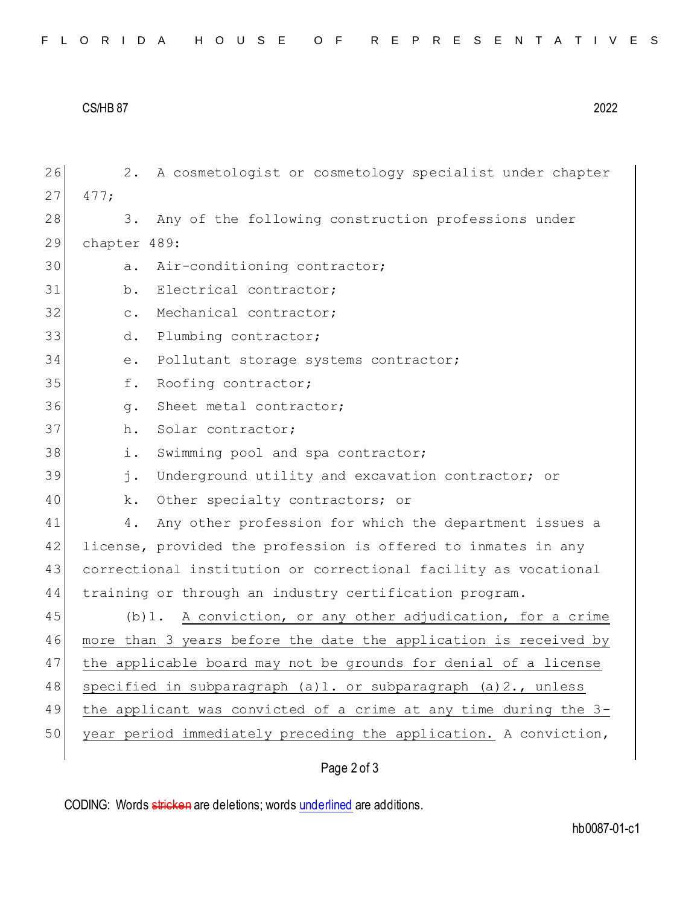2. A cosmetologist or cosmetology specialist under chapter 477;

3. Any of the following construction professions under chapter 489:

a. Air-conditioning contractor;

b. Electrical contractor;

c. Mechanical contractor;

d. Plumbing contractor;

e. Pollutant storage systems contractor;

f. Roofing contractor;

g. Sheet metal contractor;

h. Solar contractor;

i. Swimming pool and spa contractor;

j. Underground utility and excavation contractor; or

k. Other specialty contractors; or

4. Any other profession for which the department issues a license, provided the profession is offered to inmates in any correctional institution or correctional facility as vocational training or through an industry certification program.

(b)1. A conviction, or any other adjudication, for a crime more than 3 years before the date the application is received by the applicable board may not be grounds for denial of a license specified in subparagraph (a)1. or subparagraph (a)2., unless the applicant was convicted of a crime at any time during the 3-year period immediately preceding the application. A conviction,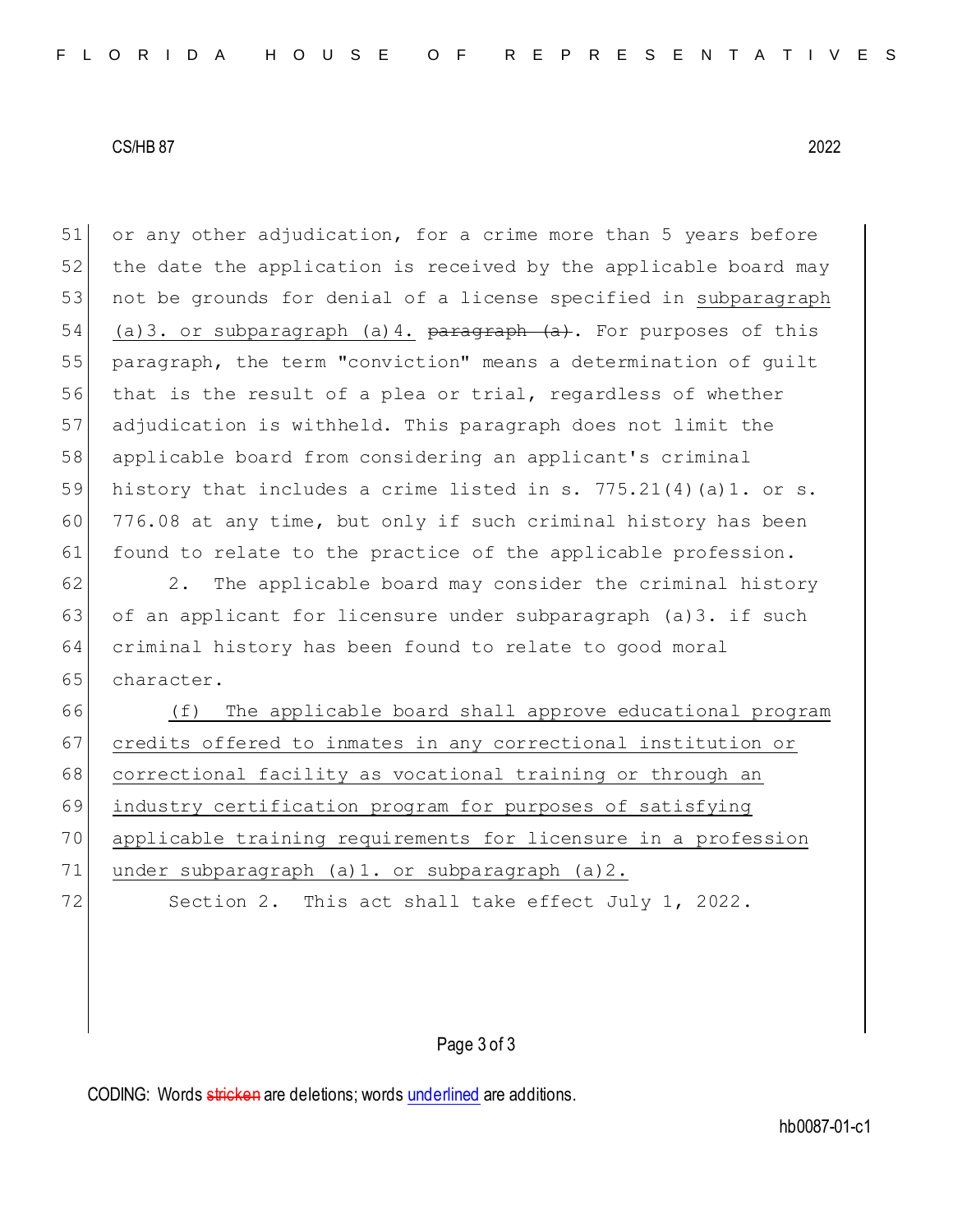or any other adjudication, for a crime more than 5 years before the date the application is received by the applicable board may not be grounds for denial of a license specified in <u>subparagraph (a)3. or subparagraph (a)4.</u> ~~paragraph (a)~~. For purposes of this paragraph, the term "conviction" means a determination of guilt that is the result of a plea or trial, regardless of whether adjudication is withheld. This paragraph does not limit the applicable board from considering an applicant's criminal history that includes a crime listed in s. 775.21(4)(a)1. or s. 776.08 at any time, but only if such criminal history has been found to relate to the practice of the applicable profession.

2. The applicable board may consider the criminal history of an applicant for licensure under subparagraph (a)3. if such criminal history has been found to relate to good moral character.

<u>(f) The applicable board shall approve educational program credits offered to inmates in any correctional institution or correctional facility as vocational training or through an industry certification program for purposes of satisfying applicable training requirements for licensure in a profession under subparagraph (a)1. or subparagraph (a)2.</u>

Section 2. This act shall take effect July 1, 2022.